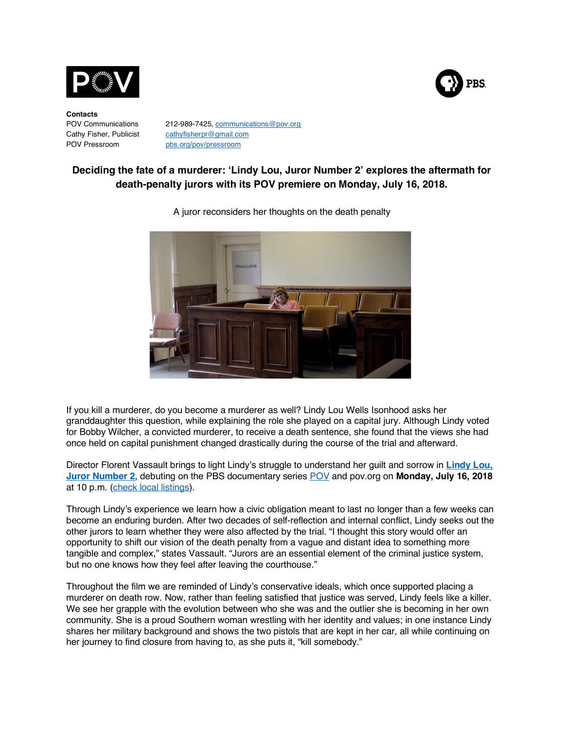**Contacts**

| | |
|---|---|
| POV Communications | 212-989-7425, communications@pov.org |
| Cathy Fisher, Publicist | cathyfisherpr@gmail.com |
| POV Pressroom | pbs.org/pov/pressroom |

## Deciding the fate of a murderer: 'Lindy Lou, Juror Number 2' explores the aftermath for death-penalty jurors with its POV premiere on Monday, July 16, 2018.

A juror reconsiders her thoughts on the death penalty

If you kill a murderer, do you become a murderer as well? Lindy Lou Wells Isonhood asks her granddaughter this question, while explaining the role she played on a capital jury. Although Lindy voted for Bobby Wilcher, a convicted murderer, to receive a death sentence, she found that the views she had once held on capital punishment changed drastically during the course of the trial and afterward.

Director Florent Vassault brings to light Lindy's struggle to understand her guilt and sorrow in **Lindy Lou, Juror Number 2**, debuting on the PBS documentary series POV and pov.org on **Monday, July 16, 2018** at 10 p.m. (check local listings).

Through Lindy's experience we learn how a civic obligation meant to last no longer than a few weeks can become an enduring burden. After two decades of self-reflection and internal conflict, Lindy seeks out the other jurors to learn whether they were also affected by the trial. "I thought this story would offer an opportunity to shift our vision of the death penalty from a vague and distant idea to something more tangible and complex," states Vassault. "Jurors are an essential element of the criminal justice system, but no one knows how they feel after leaving the courthouse."

Throughout the film we are reminded of Lindy's conservative ideals, which once supported placing a murderer on death row. Now, rather than feeling satisfied that justice was served, Lindy feels like a killer. We see her grapple with the evolution between who she was and the outlier she is becoming in her own community. She is a proud Southern woman wrestling with her identity and values; in one instance Lindy shares her military background and shows the two pistols that are kept in her car, all while continuing on her journey to find closure from having to, as she puts it, "kill somebody."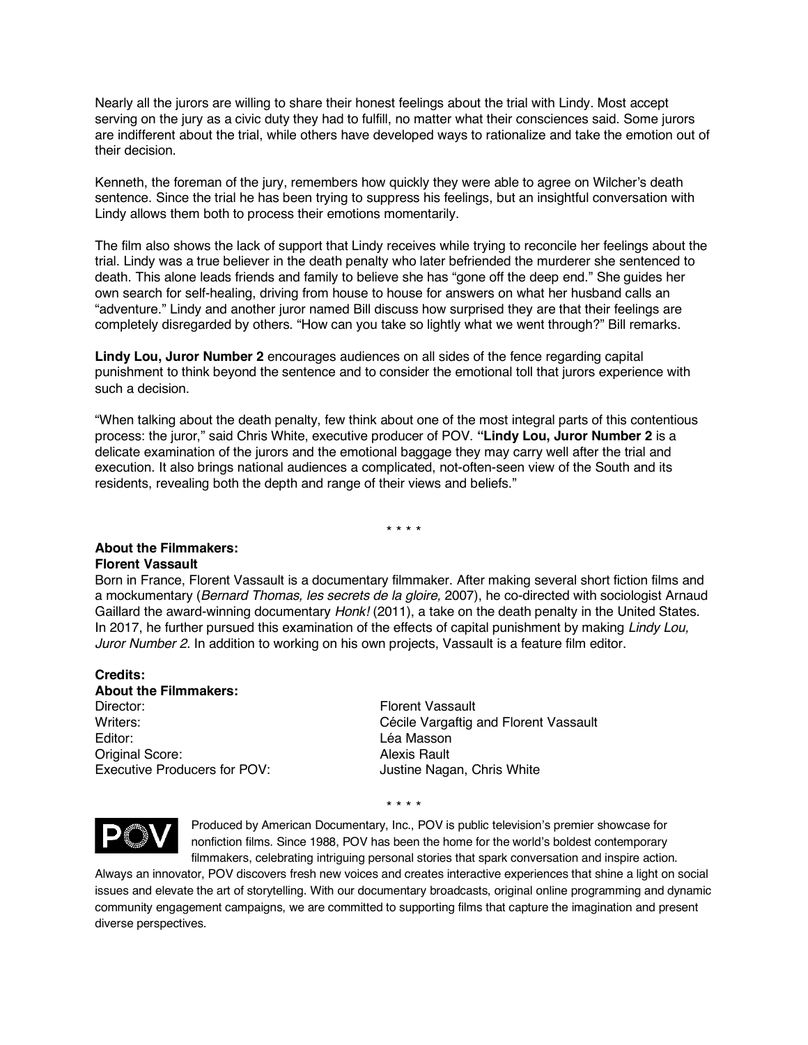Nearly all the jurors are willing to share their honest feelings about the trial with Lindy. Most accept serving on the jury as a civic duty they had to fulfill, no matter what their consciences said. Some jurors are indifferent about the trial, while others have developed ways to rationalize and take the emotion out of their decision.

Kenneth, the foreman of the jury, remembers how quickly they were able to agree on Wilcher's death sentence. Since the trial he has been trying to suppress his feelings, but an insightful conversation with Lindy allows them both to process their emotions momentarily.

The film also shows the lack of support that Lindy receives while trying to reconcile her feelings about the trial. Lindy was a true believer in the death penalty who later befriended the murderer she sentenced to death. This alone leads friends and family to believe she has "gone off the deep end." She guides her own search for self-healing, driving from house to house for answers on what her husband calls an "adventure." Lindy and another juror named Bill discuss how surprised they are that their feelings are completely disregarded by others. "How can you take so lightly what we went through?" Bill remarks.

**Lindy Lou, Juror Number 2** encourages audiences on all sides of the fence regarding capital punishment to think beyond the sentence and to consider the emotional toll that jurors experience with such a decision.

"When talking about the death penalty, few think about one of the most integral parts of this contentious process: the juror," said Chris White, executive producer of POV. **"Lindy Lou, Juror Number 2** is a delicate examination of the jurors and the emotional baggage they may carry well after the trial and execution. It also brings national audiences a complicated, not-often-seen view of the South and its residents, revealing both the depth and range of their views and beliefs."

\* \* \* \*

**About the Filmmakers:**
**Florent Vassault**

Born in France, Florent Vassault is a documentary filmmaker. After making several short fiction films and a mockumentary (*Bernard Thomas, les secrets de la gloire,* 2007), he co-directed with sociologist Arnaud Gaillard the award-winning documentary *Honk!* (2011), a take on the death penalty in the United States. In 2017, he further pursued this examination of the effects of capital punishment by making *Lindy Lou, Juror Number 2*. In addition to working on his own projects, Vassault is a feature film editor.

**Credits:**
**About the Filmmakers:**

| | |
|---|---|
| Director: | Florent Vassault |
| Writers: | Cécile Vargaftig and Florent Vassault |
| Editor: | Léa Masson |
| Original Score: | Alexis Rault |
| Executive Producers for POV: | Justine Nagan, Chris White |

\* \* \* \*

Produced by American Documentary, Inc., POV is public television's premier showcase for nonfiction films. Since 1988, POV has been the home for the world's boldest contemporary filmmakers, celebrating intriguing personal stories that spark conversation and inspire action. Always an innovator, POV discovers fresh new voices and creates interactive experiences that shine a light on social issues and elevate the art of storytelling. With our documentary broadcasts, original online programming and dynamic community engagement campaigns, we are committed to supporting films that capture the imagination and present diverse perspectives.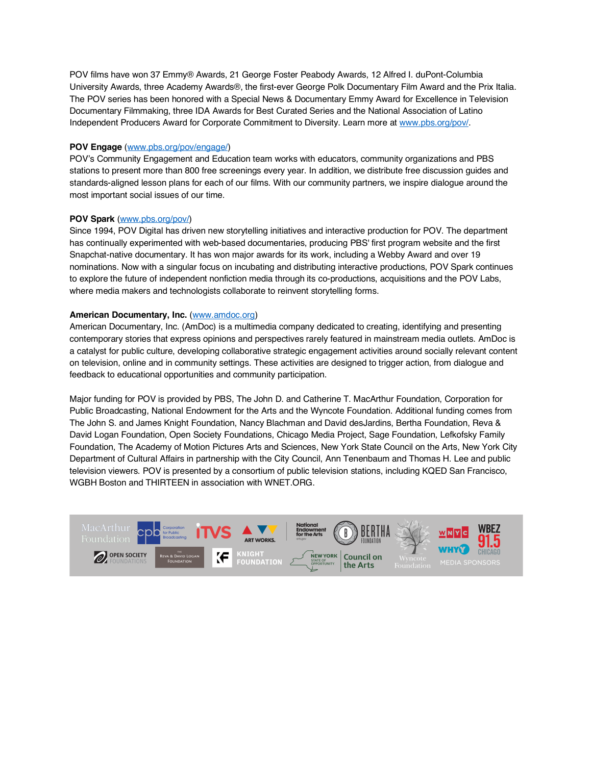POV films have won 37 Emmy® Awards, 21 George Foster Peabody Awards, 12 Alfred I. duPont-Columbia University Awards, three Academy Awards®, the first-ever George Polk Documentary Film Award and the Prix Italia. The POV series has been honored with a Special News & Documentary Emmy Award for Excellence in Television Documentary Filmmaking, three IDA Awards for Best Curated Series and the National Association of Latino Independent Producers Award for Corporate Commitment to Diversity. Learn more at www.pbs.org/pov/.

**POV Engage** (www.pbs.org/pov/engage/)
POV's Community Engagement and Education team works with educators, community organizations and PBS stations to present more than 800 free screenings every year. In addition, we distribute free discussion guides and standards-aligned lesson plans for each of our films. With our community partners, we inspire dialogue around the most important social issues of our time.

**POV Spark** (www.pbs.org/pov/)
Since 1994, POV Digital has driven new storytelling initiatives and interactive production for POV. The department has continually experimented with web-based documentaries, producing PBS' first program website and the first Snapchat-native documentary. It has won major awards for its work, including a Webby Award and over 19 nominations. Now with a singular focus on incubating and distributing interactive productions, POV Spark continues to explore the future of independent nonfiction media through its co-productions, acquisitions and the POV Labs, where media makers and technologists collaborate to reinvent storytelling forms.

**American Documentary, Inc.** (www.amdoc.org)
American Documentary, Inc. (AmDoc) is a multimedia company dedicated to creating, identifying and presenting contemporary stories that express opinions and perspectives rarely featured in mainstream media outlets. AmDoc is a catalyst for public culture, developing collaborative strategic engagement activities around socially relevant content on television, online and in community settings. These activities are designed to trigger action, from dialogue and feedback to educational opportunities and community participation.

Major funding for POV is provided by PBS, The John D. and Catherine T. MacArthur Foundation, Corporation for Public Broadcasting, National Endowment for the Arts and the Wyncote Foundation. Additional funding comes from The John S. and James Knight Foundation, Nancy Blachman and David desJardins, Bertha Foundation, Reva & David Logan Foundation, Open Society Foundations, Chicago Media Project, Sage Foundation, Lefkofsky Family Foundation, The Academy of Motion Pictures Arts and Sciences, New York State Council on the Arts, New York City Department of Cultural Affairs in partnership with the City Council, Ann Tenenbaum and Thomas H. Lee and public television viewers. POV is presented by a consortium of public television stations, including KQED San Francisco, WGBH Boston and THIRTEEN in association with WNET.ORG.

MacArthur Foundation | cpb Corporation for Public Broadcasting | ITVS | ART WORKS. | National Endowment for the Arts arts.gov | BERTHA FOUNDATION | Wyncote Foundation | WNYC | WHYY | WBEZ 91.5 CHICAGO | MEDIA SPONSORS | OPEN SOCIETY FOUNDATIONS | The Reva & David Logan Foundation | KNIGHT FOUNDATION | NEW YORK STATE OF OPPORTUNITY | Council on the Arts